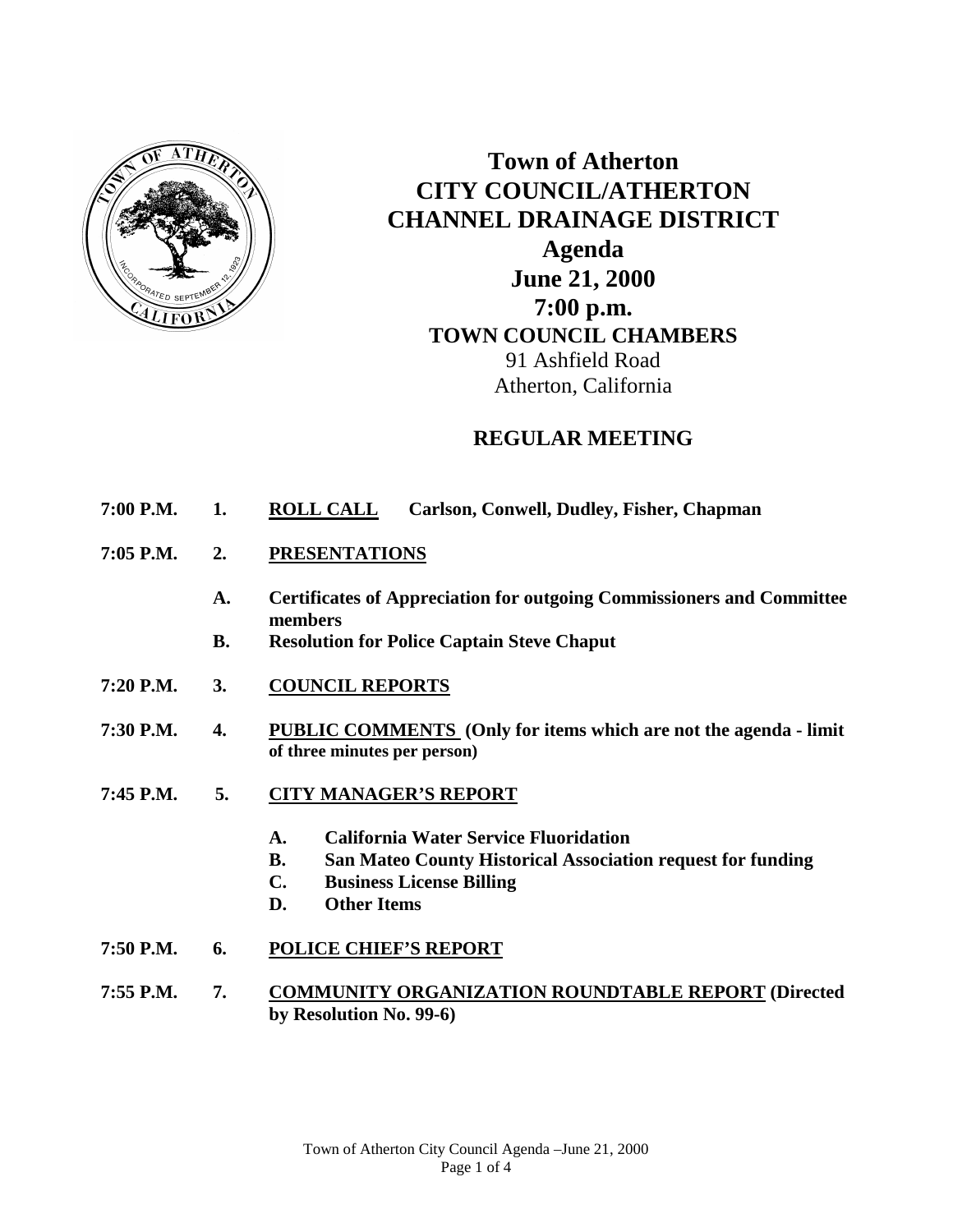# Town of Atherton
# CITY COUNCIL/ATHERTON CHANNEL DRAINAGE DISTRICT
## Agenda
## June 21, 2000
## 7:00 p.m.
### TOWN COUNCIL CHAMBERS
91 Ashfield Road
Atherton, California

## REGULAR MEETING

**7:00 P.M. 1. ROLL CALL Carlson, Conwell, Dudley, Fisher, Chapman**

**7:05 P.M. 2. PRESENTATIONS**

- **A. Certificates of Appreciation for outgoing Commissioners and Committee members**
- **B. Resolution for Police Captain Steve Chaput**

**7:20 P.M. 3. COUNCIL REPORTS**

**7:30 P.M. 4. PUBLIC COMMENTS (Only for items which are not the agenda - limit of three minutes per person)**

**7:45 P.M. 5. CITY MANAGER'S REPORT**

- **A. California Water Service Fluoridation**
- **B. San Mateo County Historical Association request for funding**
- **C. Business License Billing**
- **D. Other Items**

**7:50 P.M. 6. POLICE CHIEF'S REPORT**

**7:55 P.M. 7. COMMUNITY ORGANIZATION ROUNDTABLE REPORT (Directed by Resolution No. 99-6)**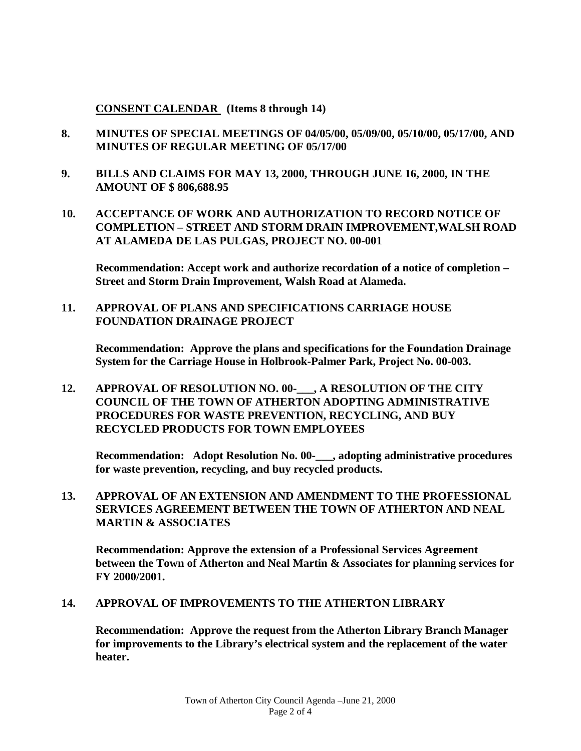**<u>CONSENT CALENDAR</u> (Items 8 through 14)**

**8. MINUTES OF SPECIAL MEETINGS OF 04/05/00, 05/09/00, 05/10/00, 05/17/00, AND MINUTES OF REGULAR MEETING OF 05/17/00**

**9. BILLS AND CLAIMS FOR MAY 13, 2000, THROUGH JUNE 16, 2000, IN THE AMOUNT OF $ 806,688.95**

**10. ACCEPTANCE OF WORK AND AUTHORIZATION TO RECORD NOTICE OF COMPLETION – STREET AND STORM DRAIN IMPROVEMENT,WALSH ROAD AT ALAMEDA DE LAS PULGAS, PROJECT NO. 00-001**

**Recommendation: Accept work and authorize recordation of a notice of completion – Street and Storm Drain Improvement, Walsh Road at Alameda.**

**11. APPROVAL OF PLANS AND SPECIFICATIONS CARRIAGE HOUSE FOUNDATION DRAINAGE PROJECT**

**Recommendation: Approve the plans and specifications for the Foundation Drainage System for the Carriage House in Holbrook-Palmer Park, Project No. 00-003.**

**12. APPROVAL OF RESOLUTION NO. 00-___, A RESOLUTION OF THE CITY COUNCIL OF THE TOWN OF ATHERTON ADOPTING ADMINISTRATIVE PROCEDURES FOR WASTE PREVENTION, RECYCLING, AND BUY RECYCLED PRODUCTS FOR TOWN EMPLOYEES**

**Recommendation: Adopt Resolution No. 00-___, adopting administrative procedures for waste prevention, recycling, and buy recycled products.**

**13. APPROVAL OF AN EXTENSION AND AMENDMENT TO THE PROFESSIONAL SERVICES AGREEMENT BETWEEN THE TOWN OF ATHERTON AND NEAL MARTIN & ASSOCIATES**

**Recommendation: Approve the extension of a Professional Services Agreement between the Town of Atherton and Neal Martin & Associates for planning services for FY 2000/2001.**

**14. APPROVAL OF IMPROVEMENTS TO THE ATHERTON LIBRARY**

**Recommendation: Approve the request from the Atherton Library Branch Manager for improvements to the Library's electrical system and the replacement of the water heater.**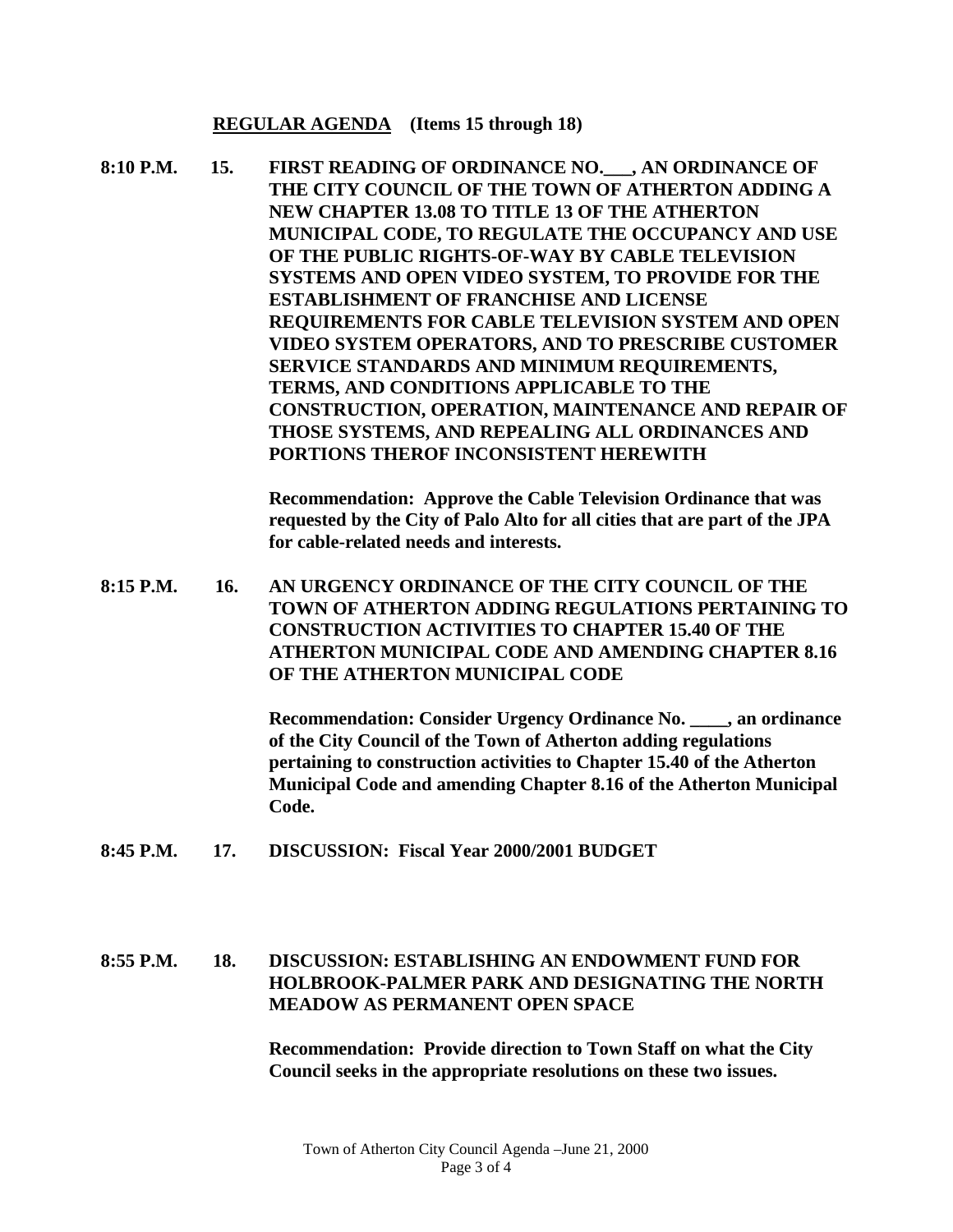**<u>REGULAR AGENDA</u> (Items 15 through 18)**

**8:10 P.M. 15. FIRST READING OF ORDINANCE NO.___, AN ORDINANCE OF THE CITY COUNCIL OF THE TOWN OF ATHERTON ADDING A NEW CHAPTER 13.08 TO TITLE 13 OF THE ATHERTON MUNICIPAL CODE, TO REGULATE THE OCCUPANCY AND USE OF THE PUBLIC RIGHTS-OF-WAY BY CABLE TELEVISION SYSTEMS AND OPEN VIDEO SYSTEM, TO PROVIDE FOR THE ESTABLISHMENT OF FRANCHISE AND LICENSE REQUIREMENTS FOR CABLE TELEVISION SYSTEM AND OPEN VIDEO SYSTEM OPERATORS, AND TO PRESCRIBE CUSTOMER SERVICE STANDARDS AND MINIMUM REQUIREMENTS, TERMS, AND CONDITIONS APPLICABLE TO THE CONSTRUCTION, OPERATION, MAINTENANCE AND REPAIR OF THOSE SYSTEMS, AND REPEALING ALL ORDINANCES AND PORTIONS THEROF INCONSISTENT HEREWITH**

**Recommendation: Approve the Cable Television Ordinance that was requested by the City of Palo Alto for all cities that are part of the JPA for cable-related needs and interests.**

**8:15 P.M. 16. AN URGENCY ORDINANCE OF THE CITY COUNCIL OF THE TOWN OF ATHERTON ADDING REGULATIONS PERTAINING TO CONSTRUCTION ACTIVITIES TO CHAPTER 15.40 OF THE ATHERTON MUNICIPAL CODE AND AMENDING CHAPTER 8.16 OF THE ATHERTON MUNICIPAL CODE**

**Recommendation: Consider Urgency Ordinance No. ____, an ordinance of the City Council of the Town of Atherton adding regulations pertaining to construction activities to Chapter 15.40 of the Atherton Municipal Code and amending Chapter 8.16 of the Atherton Municipal Code.**

**8:45 P.M. 17. DISCUSSION: Fiscal Year 2000/2001 BUDGET**

**8:55 P.M. 18. DISCUSSION: ESTABLISHING AN ENDOWMENT FUND FOR HOLBROOK-PALMER PARK AND DESIGNATING THE NORTH MEADOW AS PERMANENT OPEN SPACE**

**Recommendation: Provide direction to Town Staff on what the City Council seeks in the appropriate resolutions on these two issues.**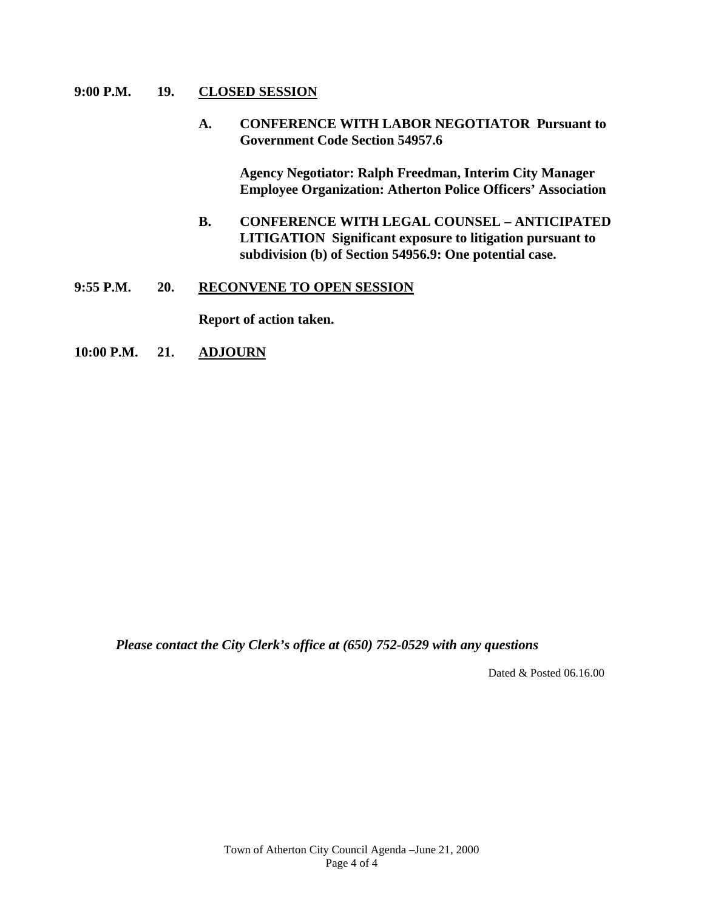**9:00 P.M. 19. <u>CLOSED SESSION</u>**

**A. CONFERENCE WITH LABOR NEGOTIATOR Pursuant to Government Code Section 54957.6**

**Agency Negotiator: Ralph Freedman, Interim City Manager**
**Employee Organization: Atherton Police Officers' Association**

**B. CONFERENCE WITH LEGAL COUNSEL – ANTICIPATED LITIGATION Significant exposure to litigation pursuant to subdivision (b) of Section 54956.9: One potential case.**

**9:55 P.M. 20. <u>RECONVENE TO OPEN SESSION</u>**

**Report of action taken.**

**10:00 P.M. 21. <u>ADJOURN</u>**

***Please contact the City Clerk's office at (650) 752-0529 with any questions***

Dated & Posted 06.16.00